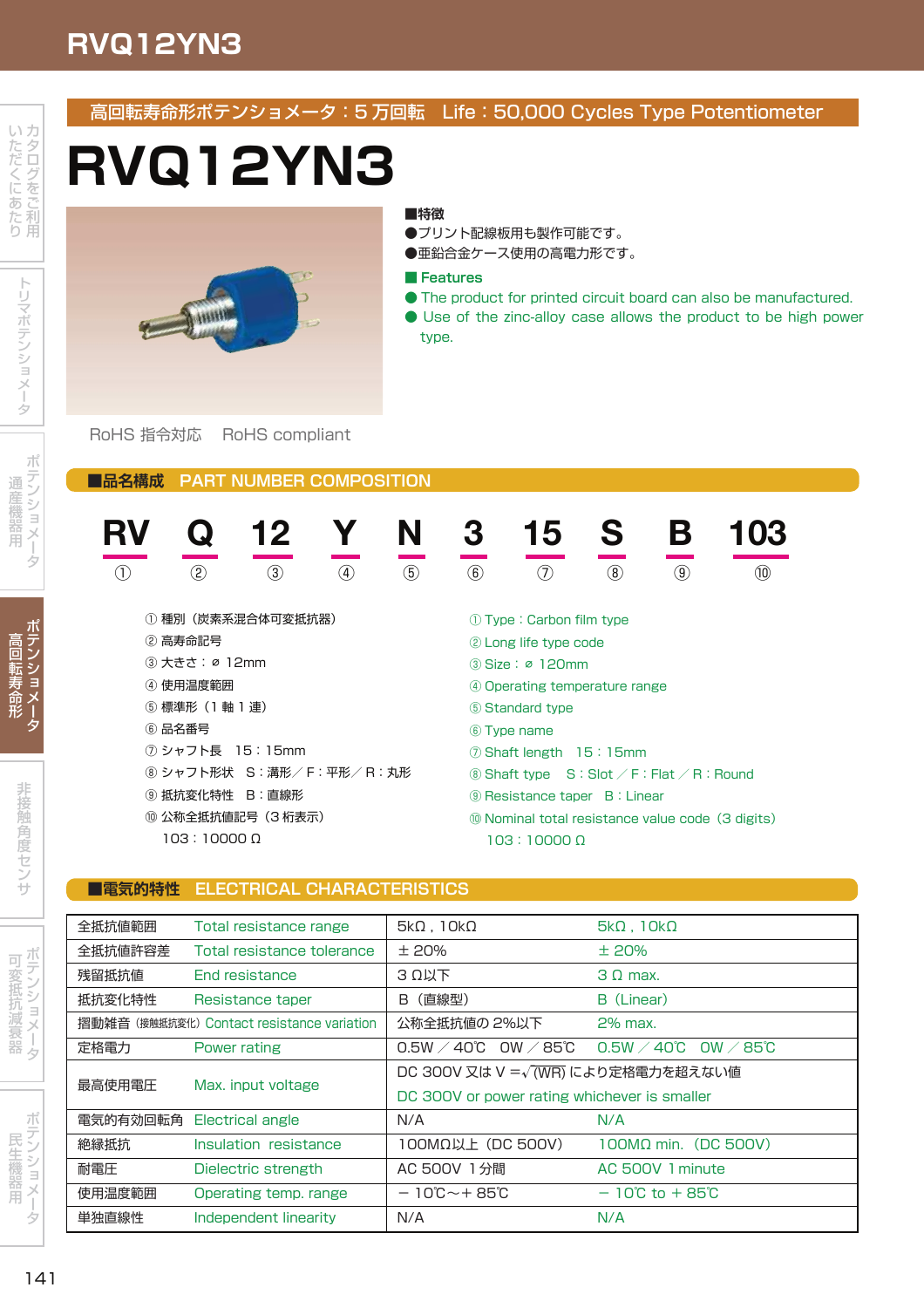# RVQ12YN3

高回転寿命形ポテンショメータ：5万回転　Life：50,000 Cycles Type Potentiometer

## RVQ12YN3

■特徴
- ●プリント配線板用も製作可能です。
- ●亜鉛合金ケース使用の高電力形です。

■ Features
- The product for printed circuit board can also be manufactured.
- Use of the zinc-alloy case allows the product to be high power type.

RoHS 指令対応　RoHS compliant

## ■品名構成　PART NUMBER COMPOSITION

| RV | Q | 12 | Y | N | 3 | 15 | S | B | 103 |
|---|---|---|---|---|---|---|---|---|---|
| ① | ② | ③ | ④ | ⑤ | ⑥ | ⑦ | ⑧ | ⑨ | ⑩ |

① 種別（炭素系混合体可変抵抗器）
② 高寿命記号
③ 大きさ：ø 12mm
④ 使用温度範囲
⑤ 標準形（1軸1連）
⑥ 品名番号
⑦ シャフト長　15：15mm
⑧ シャフト形状　S：溝形／F：平形／R：丸形
⑨ 抵抗変化特性　B：直線形
⑩ 公称全抵抗値記号（3桁表示）
　103：10000 Ω

① Type : Carbon film type
② Long life type code
③ Size : ø 120mm
④ Operating temperature range
⑤ Standard type
⑥ Type name
⑦ Shaft length　15 : 15mm
⑧ Shaft type　S : Slot ／ F : Flat ／ R : Round
⑨ Resistance taper　B : Linear
⑩ Nominal total resistance value code（3 digits）
　103 : 10000 Ω

## ■電気的特性　ELECTRICAL CHARACTERISTICS

| 全抵抗値範囲 | Total resistance range | 5kΩ，10kΩ | 5kΩ，10kΩ |
|---|---|---|---|
| 全抵抗値許容差 | Total resistance tolerance | ± 20% | ± 20% |
| 残留抵抗値 | End resistance | 3 Ω以下 | 3 Ω max. |
| 抵抗変化特性 | Resistance taper | B（直線型） | B（Linear） |
| 摺動雑音（接触抵抗変化） | Contact resistance variation | 公称全抵抗値の 2%以下 | 2% max. |
| 定格電力 | Power rating | 0.5W ／ 40℃　0W ／ 85℃ | 0.5W ／ 40℃　0W ／ 85℃ |
| 最高使用電圧 | Max. input voltage | DC 300V 又は V = $\sqrt{(WR)}$ により定格電力を超えない値 | DC 300V or power rating whichever is smaller |
| 電気的有効回転角 | Electrical angle | N/A | N/A |
| 絶縁抵抗 | Insulation resistance | 100MΩ以上（DC 500V） | 100MΩ min.（DC 500V） |
| 耐電圧 | Dielectric strength | AC 500V 1分間 | AC 500V 1 minute |
| 使用温度範囲 | Operating temp. range | − 10℃〜+ 85℃ | − 10℃ to + 85℃ |
| 単独直線性 | Independent linearity | N/A | N/A |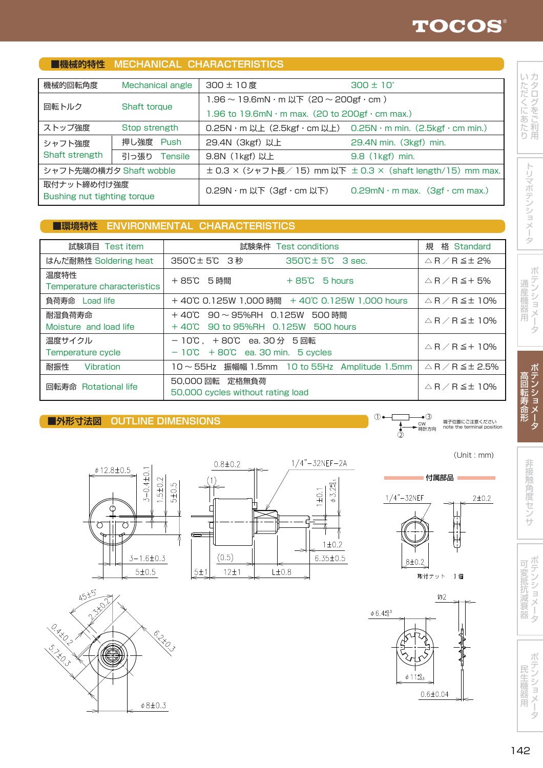## ■機械的特性　MECHANICAL CHARACTERISTICS

| | | | |
|---|---|---|---|
| 機械的回転角度　Mechanical angle | | 300 ± 10 度 | 300 ± 10° |
| 回転トルク　Shaft torque | | 1.96 ～ 19.6mN・m 以下（20 ～ 200gf・cm） | 1.96 to 19.6mN・m max.（20 to 200gf・cm max.） |
| ストップ強度　Stop strength | | 0.25N・m 以上（2.5kgf・cm 以上） | 0.25N・m min.（2.5kgf・cm min.） |
| シャフト強度 Shaft strength | 押し強度　Push | 29.4N（3kgf）以上 | 29.4N min.（3kgf）min. |
| | 引っ張り　Tensile | 9.8N（1kgf）以上 | 9.8（1kgf）min. |
| シャフト先端の横ガタ Shaft wobble | | ± 0.3 ×（シャフト長／ 15）mm 以下 | ± 0.3 ×（shaft length/15）mm max. |
| 取付ナット締め付け強度 Bushing nut tighting torque | | 0.29N・m 以下（3gf・cm 以下） | 0.29mN・m max.（3gf・cm max.） |

## ■環境特性　ENVIRONMENTAL CHARACTERISTICS

| 試験項目　Test item | 試験条件　Test conditions | 規　格　Standard |
|---|---|---|
| はんだ耐熱性 Soldering heat | 350℃± 5℃　3 秒　350℃± 5℃　3 sec. | △ R ／ R ≦± 2% |
| 温度特性 Temperature characteristics | ＋ 85℃　5 時間　＋ 85℃　5 hours | △ R ／ R ≦＋ 5% |
| 負荷寿命　Load life | ＋ 40℃ 0.125W 1,000 時間　＋ 40℃ 0.125W 1,000 hours | △ R ／ R ≦± 10% |
| 耐湿負荷寿命 Moisture and load life | ＋ 40℃　90 ～ 95%RH　0.125W　500 時間 ＋ 40℃　90 to 95%RH　0.125W　500 hours | △ R ／ R ≦± 10% |
| 温度サイクル Temperature cycle | － 10℃，＋ 80℃　ea. 30 分　5 回転 － 10℃　＋ 80℃　ea. 30 min.　5 cycles | △ R ／ R ≦＋ 10% |
| 耐振性　Vibration | 10 ～ 55Hz　振幅幅 1.5mm　10 to 55Hz　Amplitude 1.5mm | △ R ／ R ≦± 2.5% |
| 回転寿命　Rotational life | 50,000 回転　定格無負荷 50,000 cycles without rating load | △ R ／ R ≦± 10% |

## ■外形寸法図　OUTLINE DIMENSIONS

① ③ ② CW 時計方向　端子位置にご注意ください note the terminal position

(Unit : mm)

φ12.8±0.5　3−0.4±0.1　1.5±0.2　5±0.5　3−1.6±0.3　5±0.5

0.8±0.2　1/4"−32NEF−2A　(1)　1±0.1　φ3.2　1±0.2　(0.5)　6.35±0.5　5±1　12±1　L±0.8

45±5°　2.3±0.2　0.4±0.2　5.7±0.3　6.2±0.3　φ8±0.3

付属部品

1/4"−32NEF　2±0.2　8±0.2　取付ナット　1 個

約2　φ6.4　φ11　0.6±0.04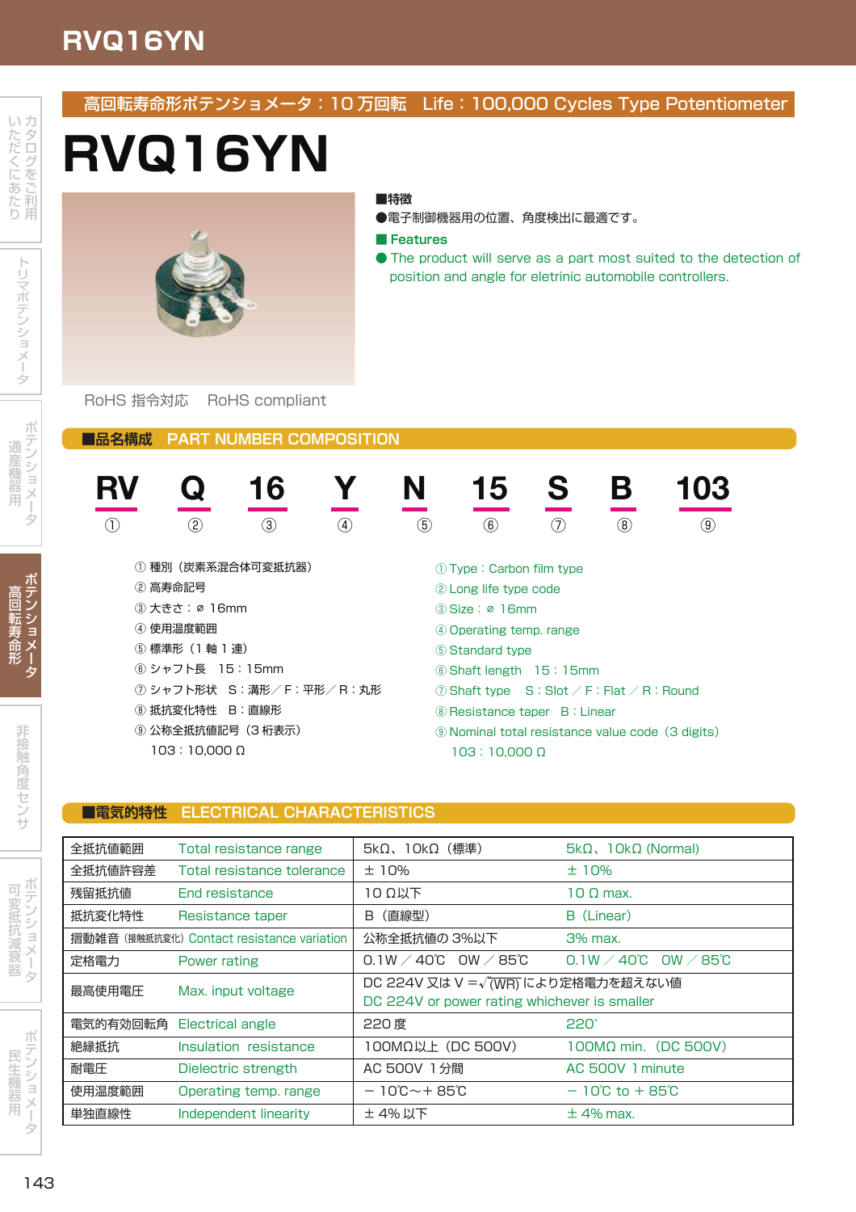高回転寿命形ポテンショメータ：10 万回転　Life：100,000 Cycles Type Potentiometer

# RVQ16YN

RoHS 指令対応　RoHS compliant

■特徴

●電子制御機器用の位置、角度検出に最適です。

■ Features

● The product will serve as a part most suited to the detection of position and angle for eletrinic automobile controllers.

## ■品名構成　PART NUMBER COMPOSITION

| RV | Q | 16 | Y | N | 15 | S | B | 103 |
|---|---|---|---|---|---|---|---|---|
| ① | ② | ③ | ④ | ⑤ | ⑥ | ⑦ | ⑧ | ⑨ |

① 種別（炭素系混合体可変抵抗器）
② 高寿命記号
③ 大きさ：⌀ 16mm
④ 使用温度範囲
⑤ 標準形（1 軸 1 連）
⑥ シャフト長　15：15mm
⑦ シャフト形状　S：溝形／F：平形／R：丸形
⑧ 抵抗変化特性　B：直線形
⑨ 公称全抵抗値記号（3 桁表示）
　103：10,000 Ω

① Type：Carbon film type
② Long life type code
③ Size：⌀ 16mm
④ Operating temp. range
⑤ Standard type
⑥ Shaft length　15：15mm
⑦ Shaft type　S：Slot ／ F：Flat ／ R：Round
⑧ Resistance taper　B：Linear
⑨ Nominal total resistance value code（3 digits）
　103：10,000 Ω

## ■電気的特性　ELECTRICAL CHARACTERISTICS

| | | | |
|---|---|---|---|
| 全抵抗値範囲 | Total resistance range | 5kΩ、10kΩ（標準） | 5kΩ、10kΩ (Normal) |
| 全抵抗値許容差 | Total resistance tolerance | ± 10% | ± 10% |
| 残留抵抗値 | End resistance | 10 Ω以下 | 10 Ω max. |
| 抵抗変化特性 | Resistance taper | B（直線型） | B（Linear） |
| 摺動雑音（接触抵抗変化） | Contact resistance variation | 公称全抵抗値の 3%以下 | 3% max. |
| 定格電力 | Power rating | 0.1W ／ 40℃　0W ／ 85℃ | 0.1W ／ 40℃　0W ／ 85℃ |
| 最高使用電圧 | Max. input voltage | DC 224V 又は V =$\sqrt{(WR)}$ により定格電力を超えない値<br>DC 224V or power rating whichever is smaller | |
| 電気的有効回転角 | Electrical angle | 220 度 | 220° |
| 絶縁抵抗 | Insulation resistance | 100MΩ以上（DC 500V） | 100MΩ min.（DC 500V） |
| 耐電圧 | Dielectric strength | AC 500V 1 分間 | AC 500V 1 minute |
| 使用温度範囲 | Operating temp. range | − 10℃～+ 85℃ | − 10℃ to + 85℃ |
| 単独直線性 | Independent linearity | ± 4% 以下 | ± 4% max. |